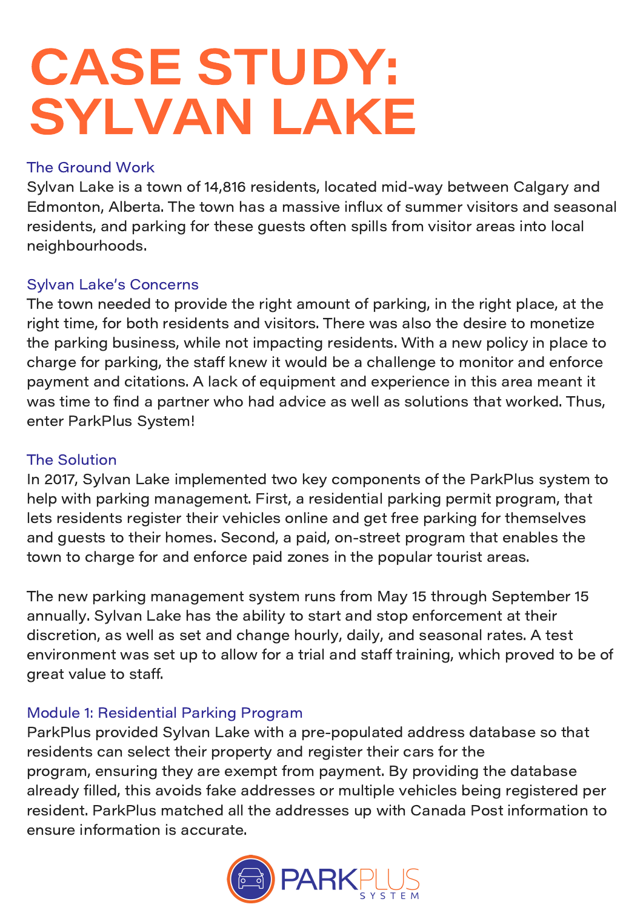# CASE STUDY: SYLVAN LAKE

## The Ground Work

Sylvan Lake is a town of 14,816 residents, located mid-way between Calgary and Edmonton, Alberta. The town has a massive influx of summer visitors and seasonal residents, and parking for these guests often spills from visitor areas into local neighbourhoods.

## Sylvan Lake's Concerns

The town needed to provide the right amount of parking, in the right place, at the right time, for both residents and visitors. There was also the desire to monetize the parking business, while not impacting residents. With a new policy in place to charge for parking, the staff knew it would be a challenge to monitor and enforce payment and citations. A lack of equipment and experience in this area meant it was time to find a partner who had advice as well as solutions that worked. Thus, enter ParkPlus System!

## The Solution

In 2017, Sylvan Lake implemented two key components of the ParkPlus system to help with parking management. First, a residential parking permit program, that lets residents register their vehicles online and get free parking for themselves and guests to their homes. Second, a paid, on-street program that enables the town to charge for and enforce paid zones in the popular tourist areas.

The new parking management system runs from May 15 through September 15 annually. Sylvan Lake has the ability to start and stop enforcement at their discretion, as well as set and change hourly, daily, and seasonal rates. A test environment was set up to allow for a trial and staff training, which proved to be of great value to staff.

## Module 1: Residential Parking Program

ParkPlus provided Sylvan Lake with a pre-populated address database so that residents can select their property and register their cars for the program, ensuring they are exempt from payment. By providing the database already filled, this avoids fake addresses or multiple vehicles being registered per resident. ParkPlus matched all the addresses up with Canada Post information to ensure information is accurate.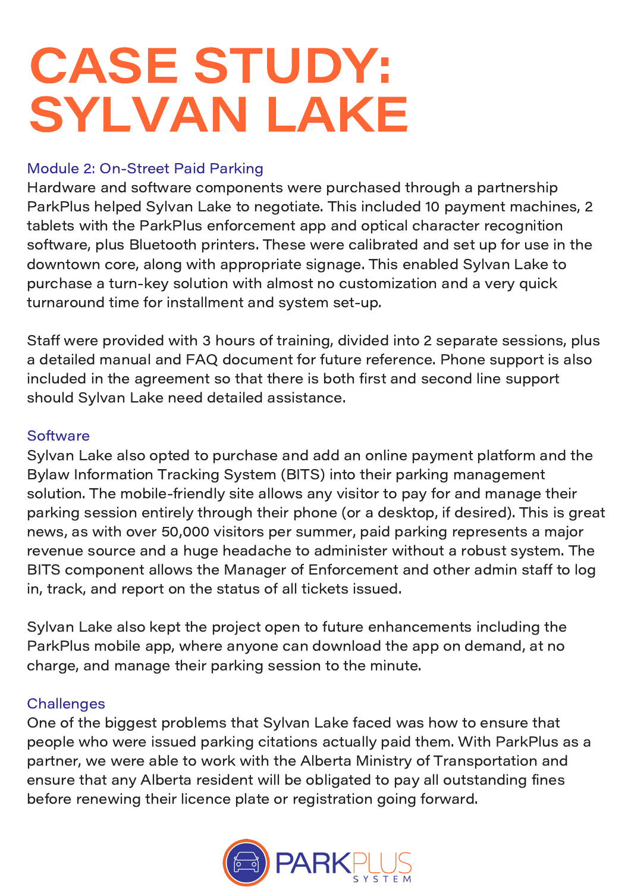# CASE STUDY: SYLVAN LAKE

### Module 2: On-Street Paid Parking

Hardware and software components were purchased through a partnership ParkPlus helped Sylvan Lake to negotiate. This included 10 payment machines, 2 tablets with the ParkPlus enforcement app and optical character recognition software, plus Bluetooth printers. These were calibrated and set up for use in the downtown core, along with appropriate signage. This enabled Sylvan Lake to purchase a turn-key solution with almost no customization and a very quick turnaround time for installment and system set-up.

Staff were provided with 3 hours of training, divided into 2 separate sessions, plus a detailed manual and FAQ document for future reference. Phone support is also included in the agreement so that there is both first and second line support should Sylvan Lake need detailed assistance.

### Software

Sylvan Lake also opted to purchase and add an online payment platform and the Bylaw Information Tracking System (BITS) into their parking management solution. The mobile-friendly site allows any visitor to pay for and manage their parking session entirely through their phone (or a desktop, if desired). This is great news, as with over 50,000 visitors per summer, paid parking represents a major revenue source and a huge headache to administer without a robust system. The BITS component allows the Manager of Enforcement and other admin staff to log in, track, and report on the status of all tickets issued.

Sylvan Lake also kept the project open to future enhancements including the ParkPlus mobile app, where anyone can download the app on demand, at no charge, and manage their parking session to the minute.

### Challenges

One of the biggest problems that Sylvan Lake faced was how to ensure that people who were issued parking citations actually paid them. With ParkPlus as a partner, we were able to work with the Alberta Ministry of Transportation and ensure that any Alberta resident will be obligated to pay all outstanding fines before renewing their licence plate or registration going forward.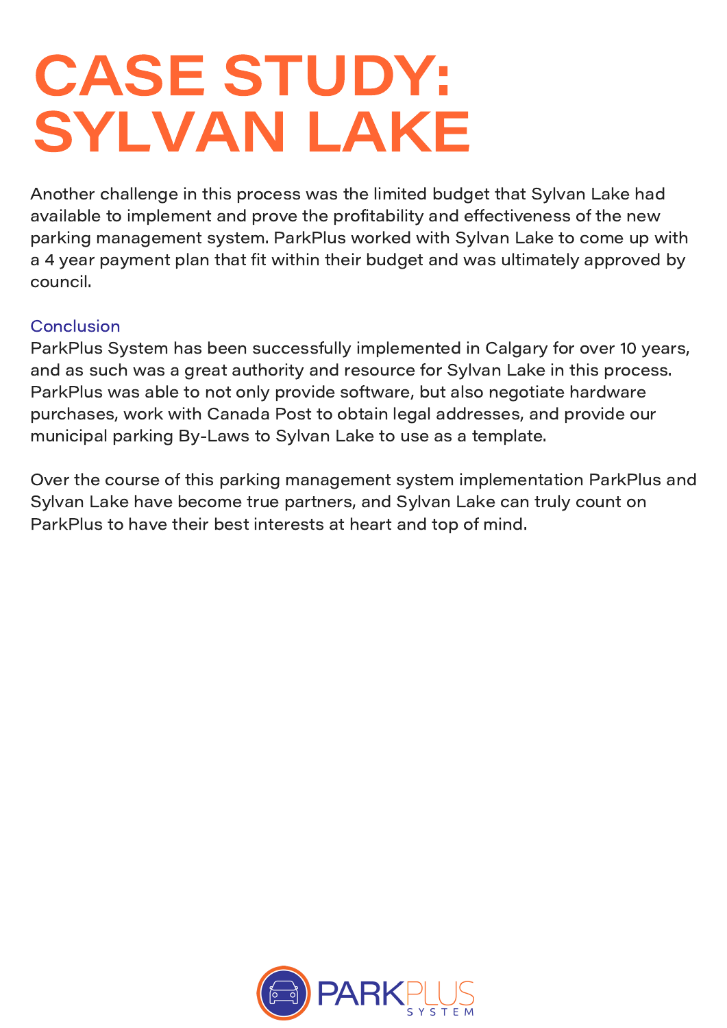# CASE STUDY: SYLVAN LAKE

Another challenge in this process was the limited budget that Sylvan Lake had available to implement and prove the profitability and effectiveness of the new parking management system. ParkPlus worked with Sylvan Lake to come up with a 4 year payment plan that fit within their budget and was ultimately approved by council.

## Conclusion

ParkPlus System has been successfully implemented in Calgary for over 10 years, and as such was a great authority and resource for Sylvan Lake in this process. ParkPlus was able to not only provide software, but also negotiate hardware purchases, work with Canada Post to obtain legal addresses, and provide our municipal parking By-Laws to Sylvan Lake to use as a template.

Over the course of this parking management system implementation ParkPlus and Sylvan Lake have become true partners, and Sylvan Lake can truly count on ParkPlus to have their best interests at heart and top of mind.